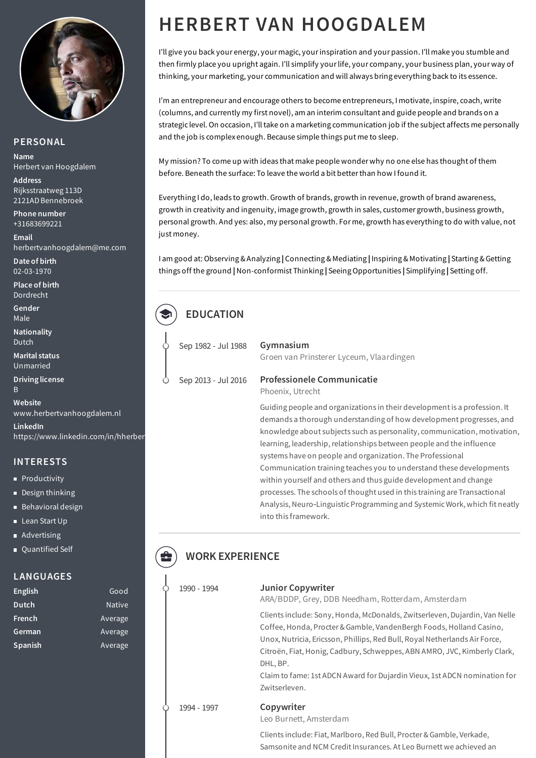# HERBERT VAN HOOGDALEM

I'll give you back your energy, your magic, your inspiration and your passion. I'll make you stumble and then firmly place you upright again. I'll simplify your life, your company, your business plan, your way of thinking, your marketing, your communication and will always bring everything back to its essence.

I'm an entrepreneur and encourage others to become entrepreneurs, I motivate, inspire, coach, write (columns, and currently my first novel), am an interim consultant and guide people and brands on a strategic level. On occasion, I'll take on a marketing communication job if the subject affects me personally and the job is complex enough. Because simple things put me to sleep.

My mission? To come up with ideas that make people wonder why no one else has thought of them before. Beneath the surface: To leave the world a bit better than how I found it.

Everything I do, leads to growth. Growth of brands, growth in revenue, growth of brand awareness, growth in creativity and ingenuity, image growth, growth in sales, customer growth, business growth, personal growth. And yes: also, my personal growth. For me, growth has everything to do with value, not just money.

I am good at: Observing & Analyzing | Connecting & Mediating | Inspiring & Motivating | Starting & Getting things off the ground | Non-conformist Thinking | Seeing Opportunities | Simplifying | Setting off.

## PERSONAL

**Name**
Herbert van Hoogdalem

**Address**
Rijksstraatweg 113D
2121AD Bennebroek

**Phone number**
+31683699221

**Email**
herbertvanhoogdalem@me.com

**Date of birth**
02-03-1970

**Place of birth**
Dordrecht

**Gender**
Male

**Nationality**
Dutch

**Marital status**
Unmarried

**Driving license**
B

**Website**
www.herbertvanhoogdalem.nl

**LinkedIn**
https://www.linkedin.com/in/hherber

## INTERESTS

- Productivity
- Design thinking
- Behavioral design
- Lean Start Up
- Advertising
- Quantified Self

## LANGUAGES

| Language | Level |
|---|---|
| English | Good |
| Dutch | Native |
| French | Average |
| German | Average |
| Spanish | Average |

## EDUCATION

**Sep 1982 - Jul 1988** — **Gymnasium**
Groen van Prinsterer Lyceum, Vlaardingen

**Sep 2013 - Jul 2016** — **Professionele Communicatie**
Phoenix, Utrecht

Guiding people and organizations in their development is a profession. It demands a thorough understanding of how development progresses, and knowledge about subjects such as personality, communication, motivation, learning, leadership, relationships between people and the influence systems have on people and organization. The Professional Communication training teaches you to understand these developments within yourself and others and thus guide development and change processes. The schools of thought used in this training are Transactional Analysis, Neuro-Linguistic Programming and Systemic Work, which fit neatly into this framework.

## WORK EXPERIENCE

**1990 - 1994** — **Junior Copywriter**
ARA/BDDP, Grey, DDB Needham, Rotterdam, Amsterdam

Clients include: Sony, Honda, McDonalds, Zwitserleven, Dujardin, Van Nelle Coffee, Honda, Procter & Gamble, VandenBergh Foods, Holland Casino, Unox, Nutricia, Ericsson, Phillips, Red Bull, Royal Netherlands Air Force, Citroën, Fiat, Honig, Cadbury, Schweppes, ABN AMRO, JVC, Kimberly Clark, DHL, BP.
Claim to fame: 1st ADCN Award for Dujardin Vieux, 1st ADCN nomination for Zwitserleven.

**1994 - 1997** — **Copywriter**
Leo Burnett, Amsterdam

Clients include: Fiat, Marlboro, Red Bull, Procter & Gamble, Verkade, Samsonite and NCM Credit Insurances. At Leo Burnett we achieved an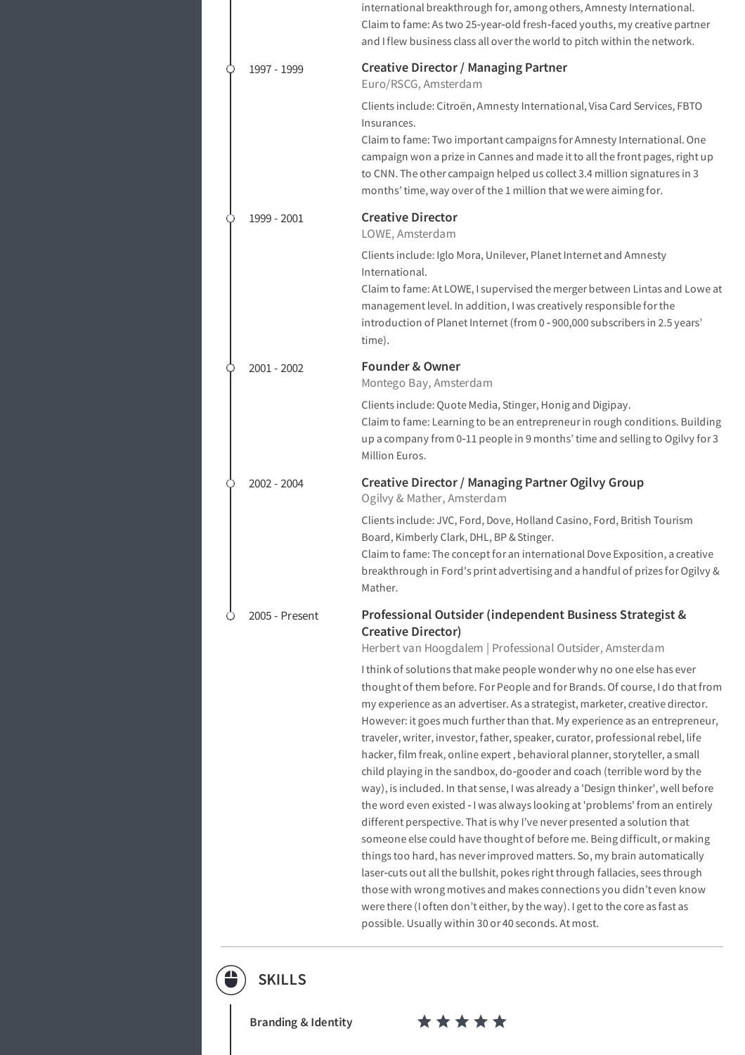international breakthrough for, among others, Amnesty International.
Claim to fame: As two 25-year-old fresh-faced youths, my creative partner and I flew business class all over the world to pitch within the network.

**1997 - 1999**

### Creative Director / Managing Partner
Euro/RSCG, Amsterdam

Clients include: Citroën, Amnesty International, Visa Card Services, FBTO Insurances.
Claim to fame: Two important campaigns for Amnesty International. One campaign won a prize in Cannes and made it to all the front pages, right up to CNN. The other campaign helped us collect 3.4 million signatures in 3 months' time, way over of the 1 million that we were aiming for.

**1999 - 2001**

### Creative Director
LOWE, Amsterdam

Clients include: Iglo Mora, Unilever, Planet Internet and Amnesty International.
Claim to fame: At LOWE, I supervised the merger between Lintas and Lowe at management level. In addition, I was creatively responsible for the introduction of Planet Internet (from 0 - 900,000 subscribers in 2.5 years' time).

**2001 - 2002**

### Founder & Owner
Montego Bay, Amsterdam

Clients include: Quote Media, Stinger, Honig and Digipay.
Claim to fame: Learning to be an entrepreneur in rough conditions. Building up a company from 0-11 people in 9 months' time and selling to Ogilvy for 3 Million Euros.

**2002 - 2004**

### Creative Director / Managing Partner Ogilvy Group
Ogilvy & Mather, Amsterdam

Clients include: JVC, Ford, Dove, Holland Casino, Ford, British Tourism Board, Kimberly Clark, DHL, BP & Stinger.
Claim to fame: The concept for an international Dove Exposition, a creative breakthrough in Ford's print advertising and a handful of prizes for Ogilvy & Mather.

**2005 - Present**

### Professional Outsider (independent Business Strategist & Creative Director)
Herbert van Hoogdalem | Professional Outsider, Amsterdam

I think of solutions that make people wonder why no one else has ever thought of them before. For People and for Brands. Of course, I do that from my experience as an advertiser. As a strategist, marketer, creative director. However: it goes much further than that. My experience as an entrepreneur, traveler, writer, investor, father, speaker, curator, professional rebel, life hacker, film freak, online expert , behavioral planner, storyteller, a small child playing in the sandbox, do-gooder and coach (terrible word by the way), is included. In that sense, I was already a 'Design thinker', well before the word even existed - I was always looking at 'problems' from an entirely different perspective. That is why I've never presented a solution that someone else could have thought of before me. Being difficult, or making things too hard, has never improved matters. So, my brain automatically laser-cuts out all the bullshit, pokes right through fallacies, sees through those with wrong motives and makes connections you didn't even know were there (I often don't either, by the way). I get to the core as fast as possible. Usually within 30 or 40 seconds. At most.

## SKILLS

**Branding & Identity** ★★★★★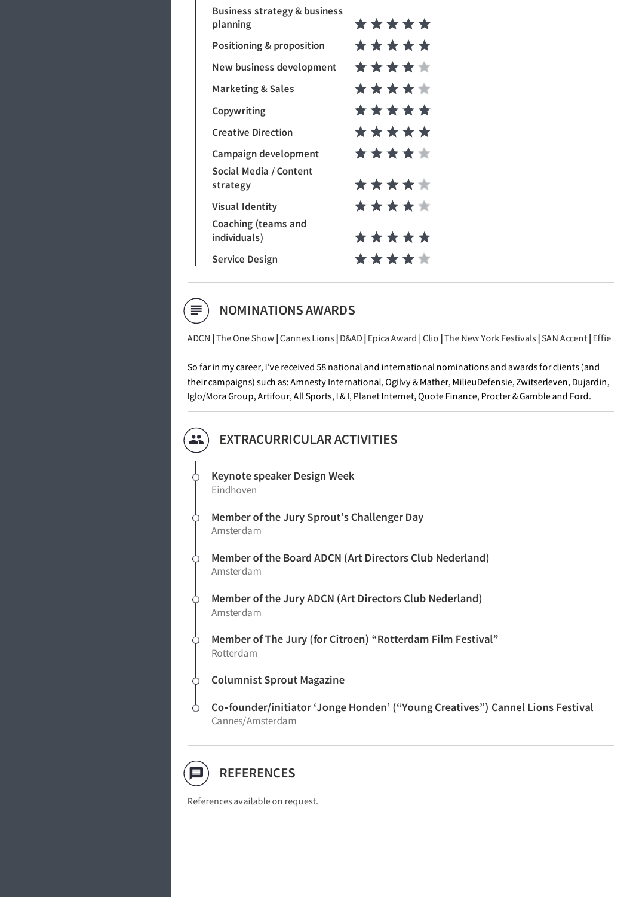| | |
|---|---|
| Business strategy & business planning | ★★★★★ |
| Positioning & proposition | ★★★★★ |
| New business development | ★★★★☆ |
| Marketing & Sales | ★★★★☆ |
| Copywriting | ★★★★★ |
| Creative Direction | ★★★★★ |
| Campaign development | ★★★★☆ |
| Social Media / Content strategy | ★★★★☆ |
| Visual Identity | ★★★★☆ |
| Coaching (teams and individuals) | ★★★★★ |
| Service Design | ★★★★☆ |

## NOMINATIONS AWARDS

ADCN | The One Show | Cannes Lions | D&AD | Epica Award | Clio | The New York Festivals | SAN Accent | Effie

So far in my career, I've received 58 national and international nominations and awards for clients (and their campaigns) such as: Amnesty International, Ogilvy & Mather, MilieuDefensie, Zwitserleven, Dujardin, Iglo/Mora Group, Artifour, All Sports, I & I, Planet Internet, Quote Finance, Procter & Gamble and Ford.

## EXTRACURRICULAR ACTIVITIES

- **Keynote speaker Design Week**
  Eindhoven
- **Member of the Jury Sprout's Challenger Day**
  Amsterdam
- **Member of the Board ADCN (Art Directors Club Nederland)**
  Amsterdam
- **Member of the Jury ADCN (Art Directors Club Nederland)**
  Amsterdam
- **Member of The Jury (for Citroen) "Rotterdam Film Festival"**
  Rotterdam
- **Columnist Sprout Magazine**
- **Co-founder/initiator 'Jonge Honden' ("Young Creatives") Cannel Lions Festival**
  Cannes/Amsterdam

## REFERENCES

References available on request.